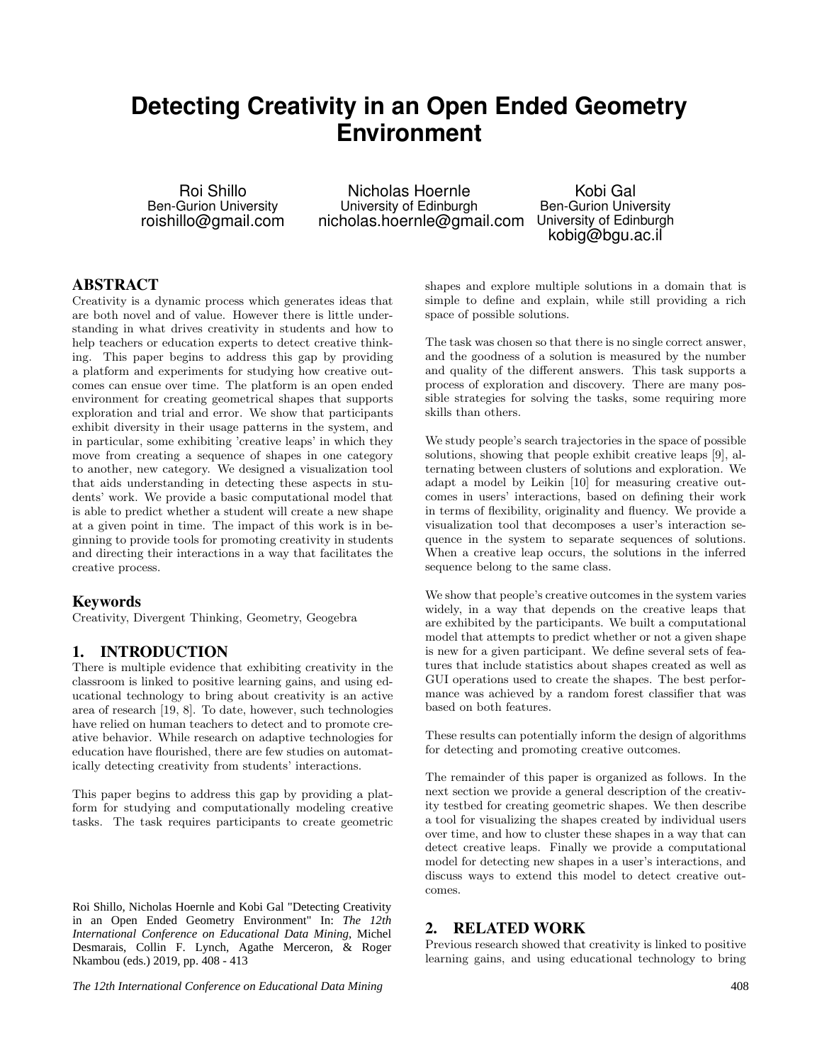# Detecting Creativity in an Open Ended Geometry Environment

Roi Shillo
Ben-Gurion University
roishillo@gmail.com

Nicholas Hoernle
University of Edinburgh
nicholas.hoernle@gmail.com

Kobi Gal
Ben-Gurion University
University of Edinburgh
kobig@bgu.ac.il

## ABSTRACT

Creativity is a dynamic process which generates ideas that are both novel and of value. However there is little understanding in what drives creativity in students and how to help teachers or education experts to detect creative thinking. This paper begins to address this gap by providing a platform and experiments for studying how creative outcomes can ensue over time. The platform is an open ended environment for creating geometrical shapes that supports exploration and trial and error. We show that participants exhibit diversity in their usage patterns in the system, and in particular, some exhibiting 'creative leaps' in which they move from creating a sequence of shapes in one category to another, new category. We designed a visualization tool that aids understanding in detecting these aspects in students' work. We provide a basic computational model that is able to predict whether a student will create a new shape at a given point in time. The impact of this work is in beginning to provide tools for promoting creativity in students and directing their interactions in a way that facilitates the creative process.

### Keywords

Creativity, Divergent Thinking, Geometry, Geogebra

## 1. INTRODUCTION

There is multiple evidence that exhibiting creativity in the classroom is linked to positive learning gains, and using educational technology to bring about creativity is an active area of research [19, 8]. To date, however, such technologies have relied on human teachers to detect and to promote creative behavior. While research on adaptive technologies for education have flourished, there are few studies on automatically detecting creativity from students' interactions.

This paper begins to address this gap by providing a platform for studying and computationally modeling creative tasks. The task requires participants to create geometric shapes and explore multiple solutions in a domain that is simple to define and explain, while still providing a rich space of possible solutions.

The task was chosen so that there is no single correct answer, and the goodness of a solution is measured by the number and quality of the different answers. This task supports a process of exploration and discovery. There are many possible strategies for solving the tasks, some requiring more skills than others.

We study people's search trajectories in the space of possible solutions, showing that people exhibit creative leaps [9], alternating between clusters of solutions and exploration. We adapt a model by Leikin [10] for measuring creative outcomes in users' interactions, based on defining their work in terms of flexibility, originality and fluency. We provide a visualization tool that decomposes a user's interaction sequence in the system to separate sequences of solutions. When a creative leap occurs, the solutions in the inferred sequence belong to the same class.

We show that people's creative outcomes in the system varies widely, in a way that depends on the creative leaps that are exhibited by the participants. We built a computational model that attempts to predict whether or not a given shape is new for a given participant. We define several sets of features that include statistics about shapes created as well as GUI operations used to create the shapes. The best performance was achieved by a random forest classifier that was based on both features.

These results can potentially inform the design of algorithms for detecting and promoting creative outcomes.

The remainder of this paper is organized as follows. In the next section we provide a general description of the creativity testbed for creating geometric shapes. We then describe a tool for visualizing the shapes created by individual users over time, and how to cluster these shapes in a way that can detect creative leaps. Finally we provide a computational model for detecting new shapes in a user's interactions, and discuss ways to extend this model to detect creative outcomes.

## 2. RELATED WORK

Previous research showed that creativity is linked to positive learning gains, and using educational technology to bring

Roi Shillo, Nicholas Hoernle and Kobi Gal "Detecting Creativity in an Open Ended Geometry Environment" In: *The 12th International Conference on Educational Data Mining*, Michel Desmarais, Collin F. Lynch, Agathe Merceron, & Roger Nkambou (eds.) 2019, pp. 408 - 413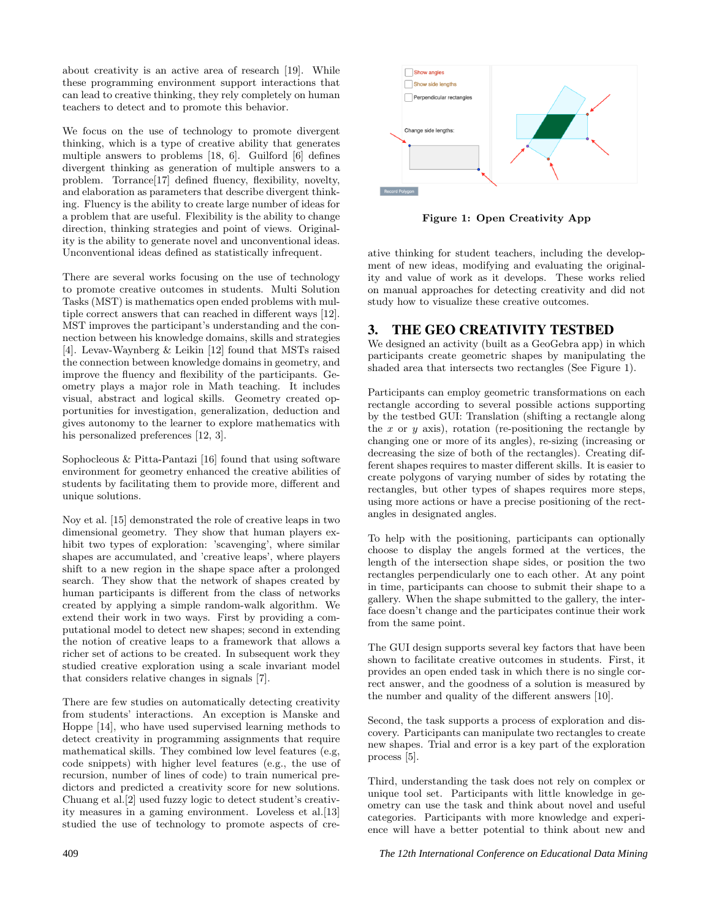about creativity is an active area of research [19]. While these programming environment support interactions that can lead to creative thinking, they rely completely on human teachers to detect and to promote this behavior.

We focus on the use of technology to promote divergent thinking, which is a type of creative ability that generates multiple answers to problems [18, 6]. Guilford [6] defines divergent thinking as generation of multiple answers to a problem. Torrance[17] defined fluency, flexibility, novelty, and elaboration as parameters that describe divergent thinking. Fluency is the ability to create large number of ideas for a problem that are useful. Flexibility is the ability to change direction, thinking strategies and point of views. Originality is the ability to generate novel and unconventional ideas. Unconventional ideas defined as statistically infrequent.

There are several works focusing on the use of technology to promote creative outcomes in students. Multi Solution Tasks (MST) is mathematics open ended problems with multiple correct answers that can reached in different ways [12]. MST improves the participant's understanding and the connection between his knowledge domains, skills and strategies [4]. Levav-Waynberg & Leikin [12] found that MSTs raised the connection between knowledge domains in geometry, and improve the fluency and flexibility of the participants. Geometry plays a major role in Math teaching. It includes visual, abstract and logical skills. Geometry created opportunities for investigation, generalization, deduction and gives autonomy to the learner to explore mathematics with his personalized preferences [12, 3].

Sophocleous & Pitta-Pantazi [16] found that using software environment for geometry enhanced the creative abilities of students by facilitating them to provide more, different and unique solutions.

Noy et al. [15] demonstrated the role of creative leaps in two dimensional geometry. They show that human players exhibit two types of exploration: 'scavenging', where similar shapes are accumulated, and 'creative leaps', where players shift to a new region in the shape space after a prolonged search. They show that the network of shapes created by human participants is different from the class of networks created by applying a simple random-walk algorithm. We extend their work in two ways. First by providing a computational model to detect new shapes; second in extending the notion of creative leaps to a framework that allows a richer set of actions to be created. In subsequent work they studied creative exploration using a scale invariant model that considers relative changes in signals [7].

There are few studies on automatically detecting creativity from students' interactions. An exception is Manske and Hoppe [14], who have used supervised learning methods to detect creativity in programming assignments that require mathematical skills. They combined low level features (e.g, code snippets) with higher level features (e.g., the use of recursion, number of lines of code) to train numerical predictors and predicted a creativity score for new solutions. Chuang et al.[2] used fuzzy logic to detect student's creativity measures in a gaming environment. Loveless et al.[13] studied the use of technology to promote aspects of creative thinking for student teachers, including the development of new ideas, modifying and evaluating the originality and value of work as it develops. These works relied on manual approaches for detecting creativity and did not study how to visualize these creative outcomes.

**Figure 1: Open Creativity App**

## 3. THE GEO CREATIVITY TESTBED

We designed an activity (built as a GeoGebra app) in which participants create geometric shapes by manipulating the shaded area that intersects two rectangles (See Figure 1).

Participants can employ geometric transformations on each rectangle according to several possible actions supporting by the testbed GUI: Translation (shifting a rectangle along the $x$ or $y$ axis), rotation (re-positioning the rectangle by changing one or more of its angles), re-sizing (increasing or decreasing the size of both of the rectangles). Creating different shapes requires to master different skills. It is easier to create polygons of varying number of sides by rotating the rectangles, but other types of shapes requires more steps, using more actions or have a precise positioning of the rectangles in designated angles.

To help with the positioning, participants can optionally choose to display the angels formed at the vertices, the length of the intersection shape sides, or position the two rectangles perpendicularly one to each other. At any point in time, participants can choose to submit their shape to a gallery. When the shape submitted to the gallery, the interface doesn't change and the participates continue their work from the same point.

The GUI design supports several key factors that have been shown to facilitate creative outcomes in students. First, it provides an open ended task in which there is no single correct answer, and the goodness of a solution is measured by the number and quality of the different answers [10].

Second, the task supports a process of exploration and discovery. Participants can manipulate two rectangles to create new shapes. Trial and error is a key part of the exploration process [5].

Third, understanding the task does not rely on complex or unique tool set. Participants with little knowledge in geometry can use the task and think about novel and useful categories. Participants with more knowledge and experience will have a better potential to think about new and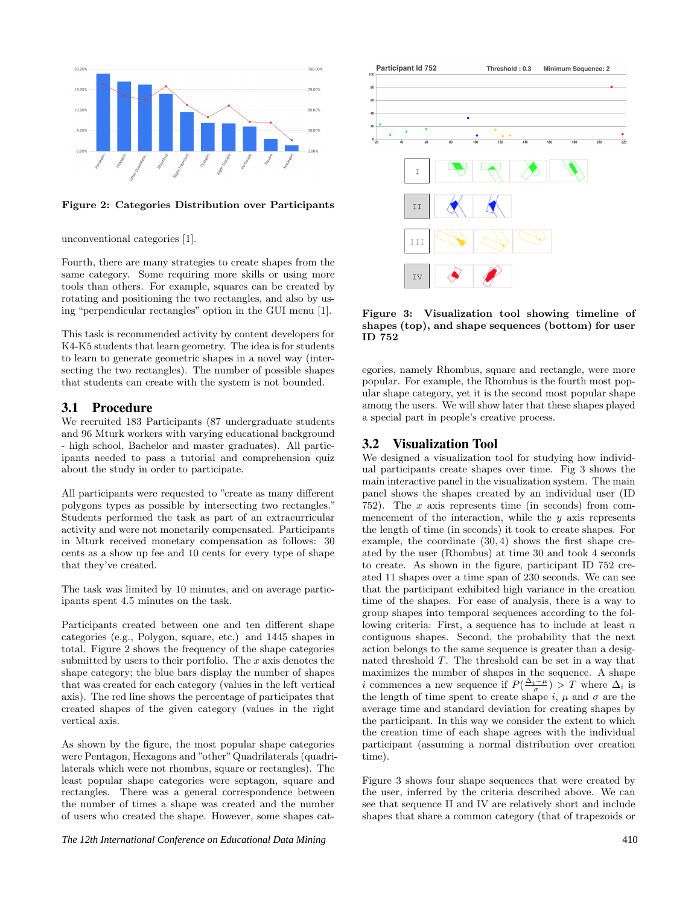Figure 2: Categories Distribution over Participants

unconventional categories [1].

Fourth, there are many strategies to create shapes from the same category. Some requiring more skills or using more tools than others. For example, squares can be created by rotating and positioning the two rectangles, and also by using "perpendicular rectangles" option in the GUI menu [1].

This task is recommended activity by content developers for K4-K5 students that learn geometry. The idea is for students to learn to generate geometric shapes in a novel way (intersecting the two rectangles). The number of possible shapes that students can create with the system is not bounded.

## 3.1 Procedure

We recruited 183 Participants (87 undergraduate students and 96 Mturk workers with varying educational background - high school, Bachelor and master graduates). All participants needed to pass a tutorial and comprehension quiz about the study in order to participate.

All participants were requested to "create as many different polygons types as possible by intersecting two rectangles." Students performed the task as part of an extracurricular activity and were not monetarily compensated. Participants in Mturk received monetary compensation as follows: 30 cents as a show up fee and 10 cents for every type of shape that they've created.

The task was limited by 10 minutes, and on average participants spent 4.5 minutes on the task.

Participants created between one and ten different shape categories (e.g., Polygon, square, etc.) and 1445 shapes in total. Figure 2 shows the frequency of the shape categories submitted by users to their portfolio. The $x$ axis denotes the shape category; the blue bars display the number of shapes that was created for each category (values in the left vertical axis). The red line shows the percentage of participates that created shapes of the given category (values in the right vertical axis.

As shown by the figure, the most popular shape categories were Pentagon, Hexagons and "other" Quadrilaterals (quadrilaterals which were not rhombus, square or rectangles). The least popular shape categories were septagon, square and rectangles. There was a general correspondence between the number of times a shape was created and the number of users who created the shape. However, some shapes categories, namely Rhombus, square and rectangle, were more popular. For example, the Rhombus is the fourth most popular shape category, yet it is the second most popular shape among the users. We will show later that these shapes played a special part in people's creative process.

Figure 3: Visualization tool showing timeline of shapes (top), and shape sequences (bottom) for user ID 752

## 3.2 Visualization Tool

We designed a visualization tool for studying how individual participants create shapes over time. Fig 3 shows the main interactive panel in the visualization system. The main panel shows the shapes created by an individual user (ID 752). The $x$ axis represents time (in seconds) from commencement of the interaction, while the $y$ axis represents the length of time (in seconds) it took to create shapes. For example, the coordinate $(30, 4)$ shows the first shape created by the user (Rhombus) at time 30 and took 4 seconds to create. As shown in the figure, participant ID 752 created 11 shapes over a time span of 230 seconds. We can see that the participant exhibited high variance in the creation time of the shapes. For ease of analysis, there is a way to group shapes into temporal sequences according to the following criteria: First, a sequence has to include at least $n$ contiguous shapes. Second, the probability that the next action belongs to the same sequence is greater than a designated threshold $T$. The threshold can be set in a way that maximizes the number of shapes in the sequence. A shape $i$ commences a new sequence if $P(\frac{\Delta_i - \mu}{\sigma}) > T$ where $\Delta_i$ is the length of time spent to create shape $i$, $\mu$ and $\sigma$ are the average time and standard deviation for creating shapes by the participant. In this way we consider the extent to which the creation time of each shape agrees with the individual participant (assuming a normal distribution over creation time).

Figure 3 shows four shape sequences that were created by the user, inferred by the criteria described above. We can see that sequence II and IV are relatively short and include shapes that share a common category (that of trapezoids or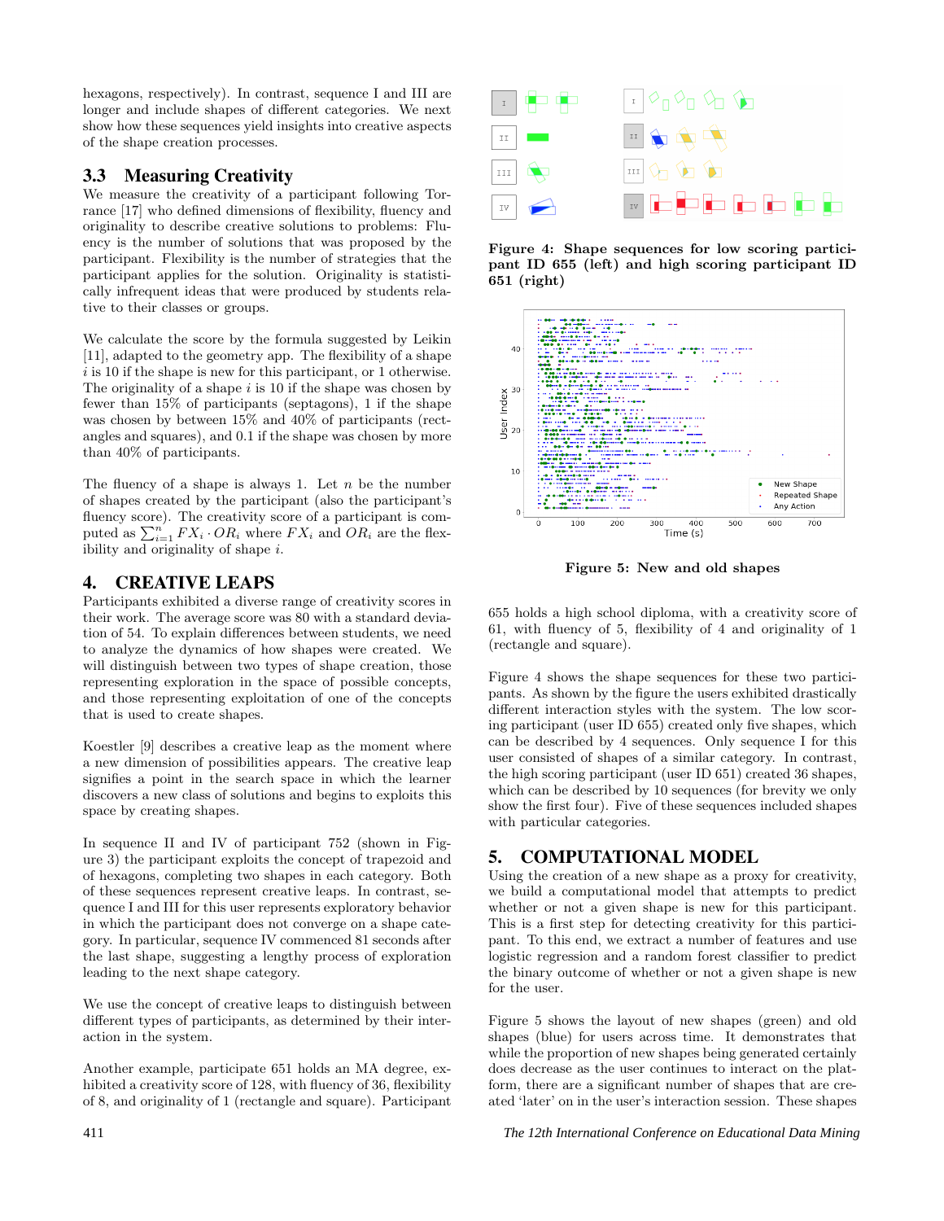hexagons, respectively). In contrast, sequence I and III are longer and include shapes of different categories. We next show how these sequences yield insights into creative aspects of the shape creation processes.

## 3.3 Measuring Creativity

We measure the creativity of a participant following Torrance [17] who defined dimensions of flexibility, fluency and originality to describe creative solutions to problems: Fluency is the number of solutions that was proposed by the participant. Flexibility is the number of strategies that the participant applies for the solution. Originality is statistically infrequent ideas that were produced by students relative to their classes or groups.

We calculate the score by the formula suggested by Leikin [11], adapted to the geometry app. The flexibility of a shape $i$ is 10 if the shape is new for this participant, or 1 otherwise. The originality of a shape $i$ is 10 if the shape was chosen by fewer than 15% of participants (septagons), 1 if the shape was chosen by between 15% and 40% of participants (rectangles and squares), and 0.1 if the shape was chosen by more than 40% of participants.

The fluency of a shape is always 1. Let $n$ be the number of shapes created by the participant (also the participant's fluency score). The creativity score of a participant is computed as $\sum_{i=1}^{n} FX_i \cdot OR_i$ where $FX_i$ and $OR_i$ are the flexibility and originality of shape $i$.

# 4. CREATIVE LEAPS

Participants exhibited a diverse range of creativity scores in their work. The average score was 80 with a standard deviation of 54. To explain differences between students, we need to analyze the dynamics of how shapes were created. We will distinguish between two types of shape creation, those representing exploration in the space of possible concepts, and those representing exploitation of one of the concepts that is used to create shapes.

Koestler [9] describes a creative leap as the moment where a new dimension of possibilities appears. The creative leap signifies a point in the search space in which the learner discovers a new class of solutions and begins to exploits this space by creating shapes.

In sequence II and IV of participant 752 (shown in Figure 3) the participant exploits the concept of trapezoid and of hexagons, completing two shapes in each category. Both of these sequences represent creative leaps. In contrast, sequence I and III for this user represents exploratory behavior in which the participant does not converge on a shape category. In particular, sequence IV commenced 81 seconds after the last shape, suggesting a lengthy process of exploration leading to the next shape category.

We use the concept of creative leaps to distinguish between different types of participants, as determined by their interaction in the system.

Another example, participate 651 holds an MA degree, exhibited a creativity score of 128, with fluency of 36, flexibility of 8, and originality of 1 (rectangle and square). Participant 655 holds a high school diploma, with a creativity score of 61, with fluency of 5, flexibility of 4 and originality of 1 (rectangle and square).

**Figure 4: Shape sequences for low scoring participant ID 655 (left) and high scoring participant ID 651 (right)**

**Figure 5: New and old shapes**

Figure 4 shows the shape sequences for these two participants. As shown by the figure the users exhibited drastically different interaction styles with the system. The low scoring participant (user ID 655) created only five shapes, which can be described by 4 sequences. Only sequence I for this user consisted of shapes of a similar category. In contrast, the high scoring participant (user ID 651) created 36 shapes, which can be described by 10 sequences (for brevity we only show the first four). Five of these sequences included shapes with particular categories.

# 5. COMPUTATIONAL MODEL

Using the creation of a new shape as a proxy for creativity, we build a computational model that attempts to predict whether or not a given shape is new for this participant. This is a first step for detecting creativity for this participant. To this end, we extract a number of features and use logistic regression and a random forest classifier to predict the binary outcome of whether or not a given shape is new for the user.

Figure 5 shows the layout of new shapes (green) and old shapes (blue) for users across time. It demonstrates that while the proportion of new shapes being generated certainly does decrease as the user continues to interact with the platform, there are a significant number of shapes that are created 'later' on in the user's interaction session. These shapes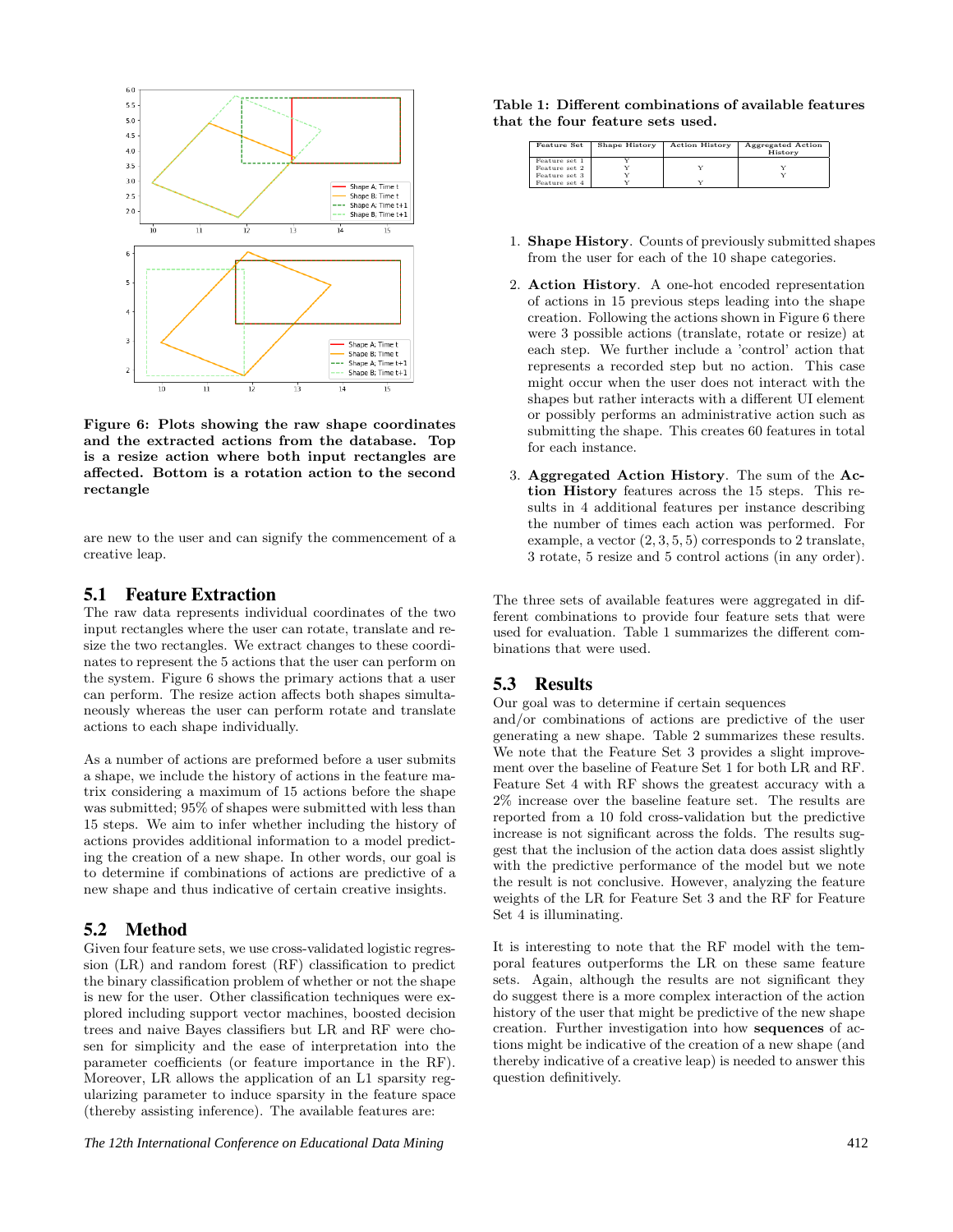Figure 6: Plots showing the raw shape coordinates and the extracted actions from the database. Top is a resize action where both input rectangles are affected. Bottom is a rotation action to the second rectangle

are new to the user and can signify the commencement of a creative leap.

## 5.1 Feature Extraction

The raw data represents individual coordinates of the two input rectangles where the user can rotate, translate and resize the two rectangles. We extract changes to these coordinates to represent the 5 actions that the user can perform on the system. Figure 6 shows the primary actions that a user can perform. The resize action affects both shapes simultaneously whereas the user can perform rotate and translate actions to each shape individually.

As a number of actions are preformed before a user submits a shape, we include the history of actions in the feature matrix considering a maximum of 15 actions before the shape was submitted; 95% of shapes were submitted with less than 15 steps. We aim to infer whether including the history of actions provides additional information to a model predicting the creation of a new shape. In other words, our goal is to determine if combinations of actions are predictive of a new shape and thus indicative of certain creative insights.

## 5.2 Method

Given four feature sets, we use cross-validated logistic regression (LR) and random forest (RF) classification to predict the binary classification problem of whether or not the shape is new for the user. Other classification techniques were explored including support vector machines, boosted decision trees and naive Bayes classifiers but LR and RF were chosen for simplicity and the ease of interpretation into the parameter coefficients (or feature importance in the RF). Moreover, LR allows the application of an L1 sparsity regularizing parameter to induce sparsity in the feature space (thereby assisting inference). The available features are:

**Table 1: Different combinations of available features that the four feature sets used.**

| Feature Set | Shape History | Action History | Aggregated Action History |
|---|---|---|---|
| Feature set 1 | Y | | |
| Feature set 2 | Y | Y | Y |
| Feature set 3 | Y | | Y |
| Feature set 4 | Y | Y | |

1. **Shape History**. Counts of previously submitted shapes from the user for each of the 10 shape categories.
2. **Action History**. A one-hot encoded representation of actions in 15 previous steps leading into the shape creation. Following the actions shown in Figure 6 there were 3 possible actions (translate, rotate or resize) at each step. We further include a 'control' action that represents a recorded step but no action. This case might occur when the user does not interact with the shapes but rather interacts with a different UI element or possibly performs an administrative action such as submitting the shape. This creates 60 features in total for each instance.
3. **Aggregated Action History**. The sum of the **Action History** features across the 15 steps. This results in 4 additional features per instance describing the number of times each action was performed. For example, a vector $(2, 3, 5, 5)$ corresponds to 2 translate, 3 rotate, 5 resize and 5 control actions (in any order).

The three sets of available features were aggregated in different combinations to provide four feature sets that were used for evaluation. Table 1 summarizes the different combinations that were used.

## 5.3 Results

Our goal was to determine if certain sequences and/or combinations of actions are predictive of the user generating a new shape. Table 2 summarizes these results. We note that the Feature Set 3 provides a slight improvement over the baseline of Feature Set 1 for both LR and RF. Feature Set 4 with RF shows the greatest accuracy with a 2% increase over the baseline feature set. The results are reported from a 10 fold cross-validation but the predictive increase is not significant across the folds. The results suggest that the inclusion of the action data does assist slightly with the predictive performance of the model but we note the result is not conclusive. However, analyzing the feature weights of the LR for Feature Set 3 and the RF for Feature Set 4 is illuminating.

It is interesting to note that the RF model with the temporal features outperforms the LR on these same feature sets. Again, although the results are not significant they do suggest there is a more complex interaction of the action history of the user that might be predictive of the new shape creation. Further investigation into how **sequences** of actions might be indicative of the creation of a new shape (and thereby indicative of a creative leap) is needed to answer this question definitively.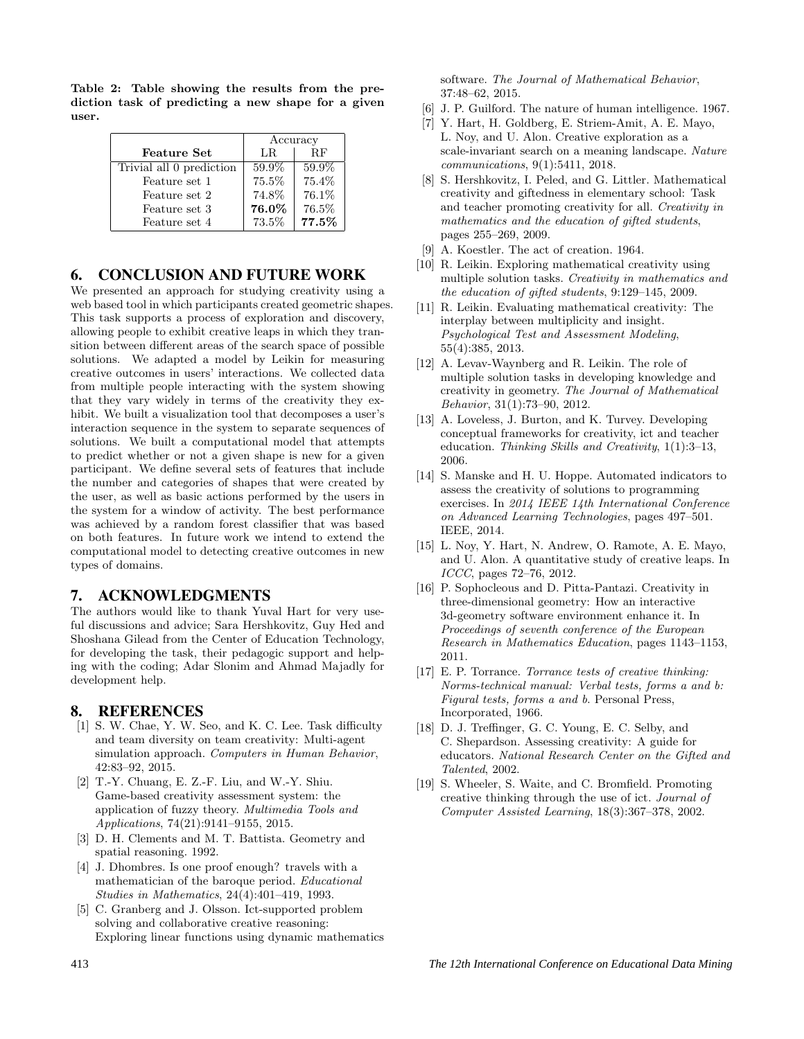**Table 2: Table showing the results from the prediction task of predicting a new shape for a given user.**

| | Accuracy | |
|---|---|---|
| **Feature Set** | LR | RF |
| Trivial all 0 prediction | 59.9% | 59.9% |
| Feature set 1 | 75.5% | 75.4% |
| Feature set 2 | 74.8% | 76.1% |
| Feature set 3 | **76.0%** | 76.5% |
| Feature set 4 | 73.5% | **77.5%** |

## 6. CONCLUSION AND FUTURE WORK

We presented an approach for studying creativity using a web based tool in which participants created geometric shapes. This task supports a process of exploration and discovery, allowing people to exhibit creative leaps in which they transition between different areas of the search space of possible solutions. We adapted a model by Leikin for measuring creative outcomes in users' interactions. We collected data from multiple people interacting with the system showing that they vary widely in terms of the creativity they exhibit. We built a visualization tool that decomposes a user's interaction sequence in the system to separate sequences of solutions. We built a computational model that attempts to predict whether or not a given shape is new for a given participant. We define several sets of features that include the number and categories of shapes that were created by the user, as well as basic actions performed by the users in the system for a window of activity. The best performance was achieved by a random forest classifier that was based on both features. In future work we intend to extend the computational model to detecting creative outcomes in new types of domains.

## 7. ACKNOWLEDGMENTS

The authors would like to thank Yuval Hart for very useful discussions and advice; Sara Hershkovitz, Guy Hed and Shoshana Gilead from the Center of Education Technology, for developing the task, their pedagogic support and helping with the coding; Adar Slonim and Ahmad Majadly for development help.

## 8. REFERENCES

[1] S. W. Chae, Y. W. Seo, and K. C. Lee. Task difficulty and team diversity on team creativity: Multi-agent simulation approach. *Computers in Human Behavior*, 42:83–92, 2015.

[2] T.-Y. Chuang, E. Z.-F. Liu, and W.-Y. Shiu. Game-based creativity assessment system: the application of fuzzy theory. *Multimedia Tools and Applications*, 74(21):9141–9155, 2015.

[3] D. H. Clements and M. T. Battista. Geometry and spatial reasoning. 1992.

[4] J. Dhombres. Is one proof enough? travels with a mathematician of the baroque period. *Educational Studies in Mathematics*, 24(4):401–419, 1993.

[5] C. Granberg and J. Olsson. Ict-supported problem solving and collaborative creative reasoning: Exploring linear functions using dynamic mathematics software. *The Journal of Mathematical Behavior*, 37:48–62, 2015.

[6] J. P. Guilford. The nature of human intelligence. 1967.

[7] Y. Hart, H. Goldberg, E. Striem-Amit, A. E. Mayo, L. Noy, and U. Alon. Creative exploration as a scale-invariant search on a meaning landscape. *Nature communications*, 9(1):5411, 2018.

[8] S. Hershkovitz, I. Peled, and G. Littler. Mathematical creativity and giftedness in elementary school: Task and teacher promoting creativity for all. *Creativity in mathematics and the education of gifted students*, pages 255–269, 2009.

[9] A. Koestler. The act of creation. 1964.

[10] R. Leikin. Exploring mathematical creativity using multiple solution tasks. *Creativity in mathematics and the education of gifted students*, 9:129–145, 2009.

[11] R. Leikin. Evaluating mathematical creativity: The interplay between multiplicity and insight. *Psychological Test and Assessment Modeling*, 55(4):385, 2013.

[12] A. Levav-Waynberg and R. Leikin. The role of multiple solution tasks in developing knowledge and creativity in geometry. *The Journal of Mathematical Behavior*, 31(1):73–90, 2012.

[13] A. Loveless, J. Burton, and K. Turvey. Developing conceptual frameworks for creativity, ict and teacher education. *Thinking Skills and Creativity*, 1(1):3–13, 2006.

[14] S. Manske and H. U. Hoppe. Automated indicators to assess the creativity of solutions to programming exercises. In *2014 IEEE 14th International Conference on Advanced Learning Technologies*, pages 497–501. IEEE, 2014.

[15] L. Noy, Y. Hart, N. Andrew, O. Ramote, A. E. Mayo, and U. Alon. A quantitative study of creative leaps. In *ICCC*, pages 72–76, 2012.

[16] P. Sophocleous and D. Pitta-Pantazi. Creativity in three-dimensional geometry: How an interactive 3d-geometry software environment enhance it. In *Proceedings of seventh conference of the European Research in Mathematics Education*, pages 1143–1153, 2011.

[17] E. P. Torrance. *Torrance tests of creative thinking: Norms-technical manual: Verbal tests, forms a and b: Figural tests, forms a and b*. Personal Press, Incorporated, 1966.

[18] D. J. Treffinger, G. C. Young, E. C. Selby, and C. Shepardson. Assessing creativity: A guide for educators. *National Research Center on the Gifted and Talented*, 2002.

[19] S. Wheeler, S. Waite, and C. Bromfield. Promoting creative thinking through the use of ict. *Journal of Computer Assisted Learning*, 18(3):367–378, 2002.